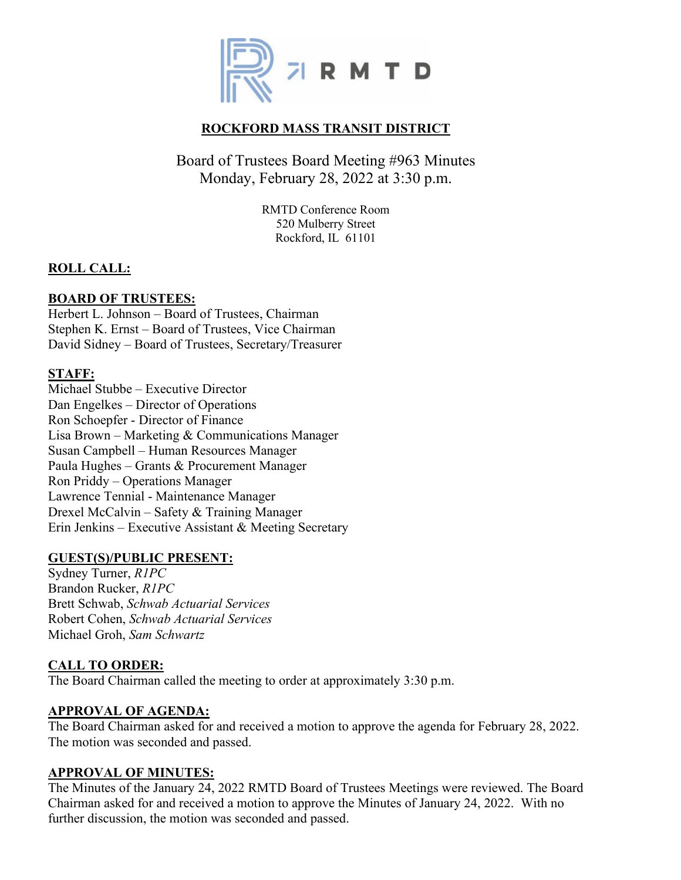# ROCKFORD MASS TRANSIT DISTRICT

## Board of Trustees Board Meeting #963 Minutes
## Monday, February 28, 2022 at 3:30 p.m.

RMTD Conference Room
520 Mulberry Street
Rockford, IL 61101

**ROLL CALL:**

**BOARD OF TRUSTEES:**
Herbert L. Johnson – Board of Trustees, Chairman
Stephen K. Ernst – Board of Trustees, Vice Chairman
David Sidney – Board of Trustees, Secretary/Treasurer

**STAFF:**
Michael Stubbe – Executive Director
Dan Engelkes – Director of Operations
Ron Schoepfer - Director of Finance
Lisa Brown – Marketing & Communications Manager
Susan Campbell – Human Resources Manager
Paula Hughes – Grants & Procurement Manager
Ron Priddy – Operations Manager
Lawrence Tennial - Maintenance Manager
Drexel McCalvin – Safety & Training Manager
Erin Jenkins – Executive Assistant & Meeting Secretary

**GUEST(S)/PUBLIC PRESENT:**
Sydney Turner, *R1PC*
Brandon Rucker, *R1PC*
Brett Schwab, *Schwab Actuarial Services*
Robert Cohen, *Schwab Actuarial Services*
Michael Groh, *Sam Schwartz*

**CALL TO ORDER:**
The Board Chairman called the meeting to order at approximately 3:30 p.m.

**APPROVAL OF AGENDA:**
The Board Chairman asked for and received a motion to approve the agenda for February 28, 2022. The motion was seconded and passed.

**APPROVAL OF MINUTES:**
The Minutes of the January 24, 2022 RMTD Board of Trustees Meetings were reviewed. The Board Chairman asked for and received a motion to approve the Minutes of January 24, 2022. With no further discussion, the motion was seconded and passed.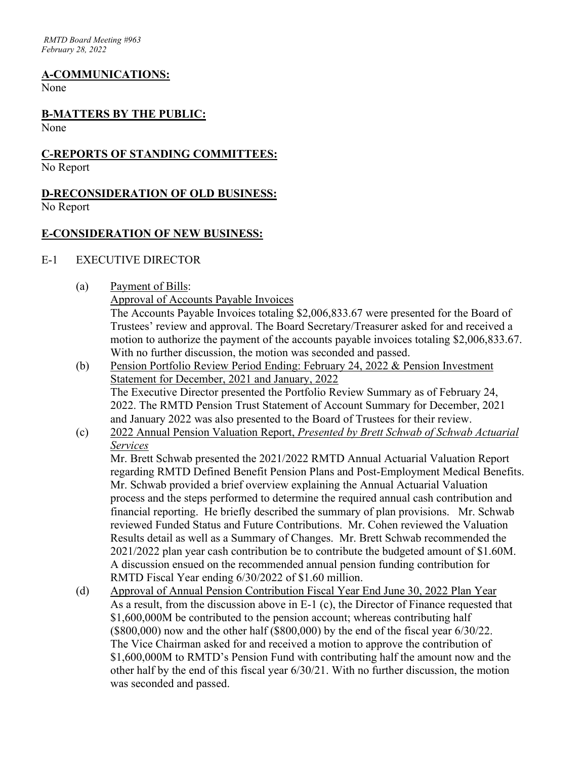## A-COMMUNICATIONS:

None

## B-MATTERS BY THE PUBLIC:

None

## C-REPORTS OF STANDING COMMITTEES:

No Report

## D-RECONSIDERATION OF OLD BUSINESS:

No Report

## E-CONSIDERATION OF NEW BUSINESS:

E-1 EXECUTIVE DIRECTOR

(a) Payment of Bills:
Approval of Accounts Payable Invoices
The Accounts Payable Invoices totaling $2,006,833.67 were presented for the Board of Trustees' review and approval. The Board Secretary/Treasurer asked for and received a motion to authorize the payment of the accounts payable invoices totaling $2,006,833.67. With no further discussion, the motion was seconded and passed.

(b) Pension Portfolio Review Period Ending: February 24, 2022 & Pension Investment Statement for December, 2021 and January, 2022
The Executive Director presented the Portfolio Review Summary as of February 24, 2022. The RMTD Pension Trust Statement of Account Summary for December, 2021 and January 2022 was also presented to the Board of Trustees for their review.

(c) 2022 Annual Pension Valuation Report, *Presented by Brett Schwab of Schwab Actuarial Services*
Mr. Brett Schwab presented the 2021/2022 RMTD Annual Actuarial Valuation Report regarding RMTD Defined Benefit Pension Plans and Post-Employment Medical Benefits. Mr. Schwab provided a brief overview explaining the Annual Actuarial Valuation process and the steps performed to determine the required annual cash contribution and financial reporting. He briefly described the summary of plan provisions. Mr. Schwab reviewed Funded Status and Future Contributions. Mr. Cohen reviewed the Valuation Results detail as well as a Summary of Changes. Mr. Brett Schwab recommended the 2021/2022 plan year cash contribution be to contribute the budgeted amount of $1.60M. A discussion ensued on the recommended annual pension funding contribution for RMTD Fiscal Year ending 6/30/2022 of $1.60 million.

(d) Approval of Annual Pension Contribution Fiscal Year End June 30, 2022 Plan Year
As a result, from the discussion above in E-1 (c), the Director of Finance requested that $1,600,000M be contributed to the pension account; whereas contributing half ($800,000) now and the other half ($800,000) by the end of the fiscal year 6/30/22. The Vice Chairman asked for and received a motion to approve the contribution of $1,600,000M to RMTD's Pension Fund with contributing half the amount now and the other half by the end of this fiscal year 6/30/21. With no further discussion, the motion was seconded and passed.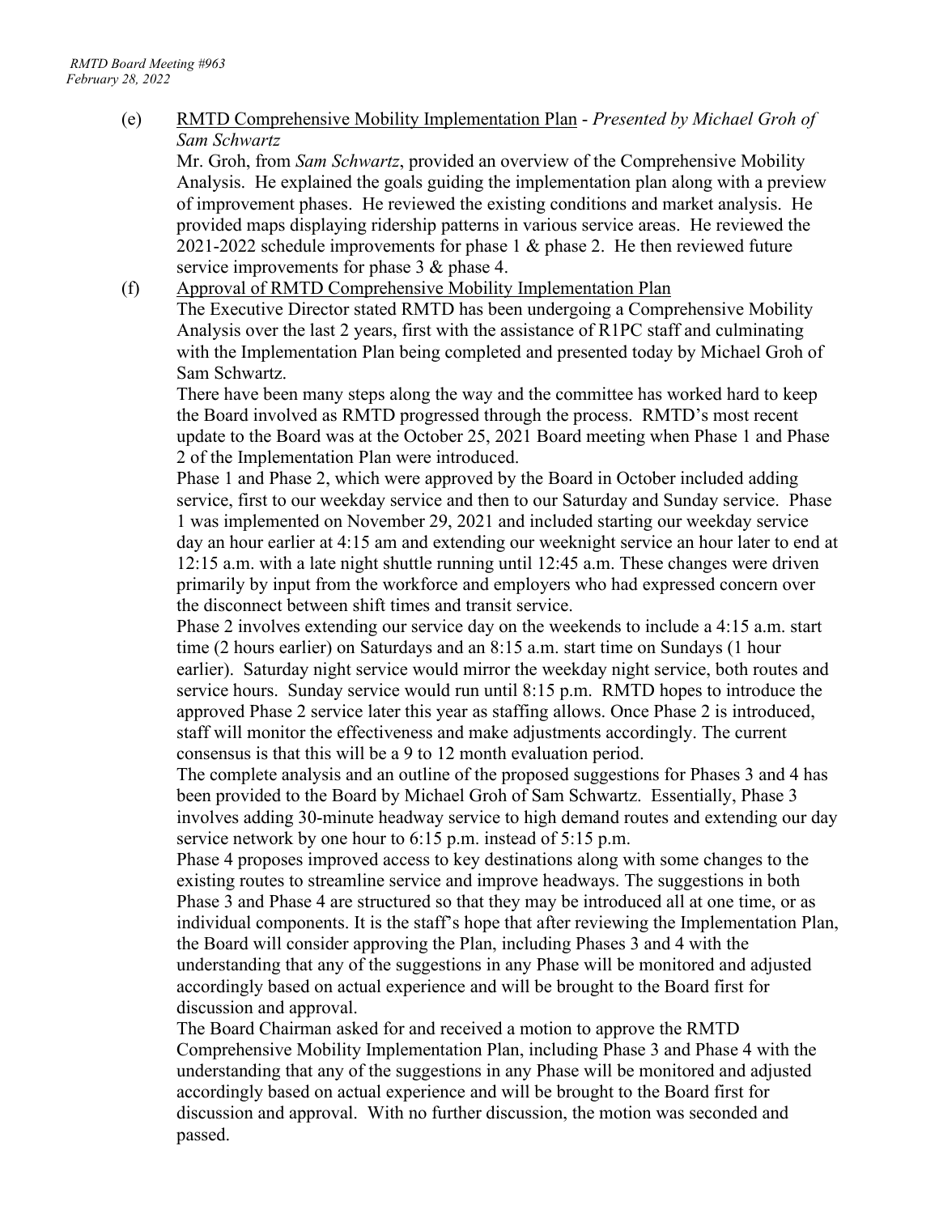(e) <u>RMTD Comprehensive Mobility Implementation Plan</u> - *Presented by Michael Groh of Sam Schwartz*

Mr. Groh, from *Sam Schwartz*, provided an overview of the Comprehensive Mobility Analysis. He explained the goals guiding the implementation plan along with a preview of improvement phases. He reviewed the existing conditions and market analysis. He provided maps displaying ridership patterns in various service areas. He reviewed the 2021-2022 schedule improvements for phase 1 & phase 2. He then reviewed future service improvements for phase 3 & phase 4.

(f) <u>Approval of RMTD Comprehensive Mobility Implementation Plan</u>

The Executive Director stated RMTD has been undergoing a Comprehensive Mobility Analysis over the last 2 years, first with the assistance of R1PC staff and culminating with the Implementation Plan being completed and presented today by Michael Groh of Sam Schwartz.

There have been many steps along the way and the committee has worked hard to keep the Board involved as RMTD progressed through the process. RMTD's most recent update to the Board was at the October 25, 2021 Board meeting when Phase 1 and Phase 2 of the Implementation Plan were introduced.

Phase 1 and Phase 2, which were approved by the Board in October included adding service, first to our weekday service and then to our Saturday and Sunday service. Phase 1 was implemented on November 29, 2021 and included starting our weekday service day an hour earlier at 4:15 am and extending our weeknight service an hour later to end at 12:15 a.m. with a late night shuttle running until 12:45 a.m. These changes were driven primarily by input from the workforce and employers who had expressed concern over the disconnect between shift times and transit service.

Phase 2 involves extending our service day on the weekends to include a 4:15 a.m. start time (2 hours earlier) on Saturdays and an 8:15 a.m. start time on Sundays (1 hour earlier). Saturday night service would mirror the weekday night service, both routes and service hours. Sunday service would run until 8:15 p.m. RMTD hopes to introduce the approved Phase 2 service later this year as staffing allows. Once Phase 2 is introduced, staff will monitor the effectiveness and make adjustments accordingly. The current consensus is that this will be a 9 to 12 month evaluation period.

The complete analysis and an outline of the proposed suggestions for Phases 3 and 4 has been provided to the Board by Michael Groh of Sam Schwartz. Essentially, Phase 3 involves adding 30-minute headway service to high demand routes and extending our day service network by one hour to 6:15 p.m. instead of 5:15 p.m.

Phase 4 proposes improved access to key destinations along with some changes to the existing routes to streamline service and improve headways. The suggestions in both Phase 3 and Phase 4 are structured so that they may be introduced all at one time, or as individual components. It is the staff's hope that after reviewing the Implementation Plan, the Board will consider approving the Plan, including Phases 3 and 4 with the understanding that any of the suggestions in any Phase will be monitored and adjusted accordingly based on actual experience and will be brought to the Board first for discussion and approval.

The Board Chairman asked for and received a motion to approve the RMTD Comprehensive Mobility Implementation Plan, including Phase 3 and Phase 4 with the understanding that any of the suggestions in any Phase will be monitored and adjusted accordingly based on actual experience and will be brought to the Board first for discussion and approval. With no further discussion, the motion was seconded and passed.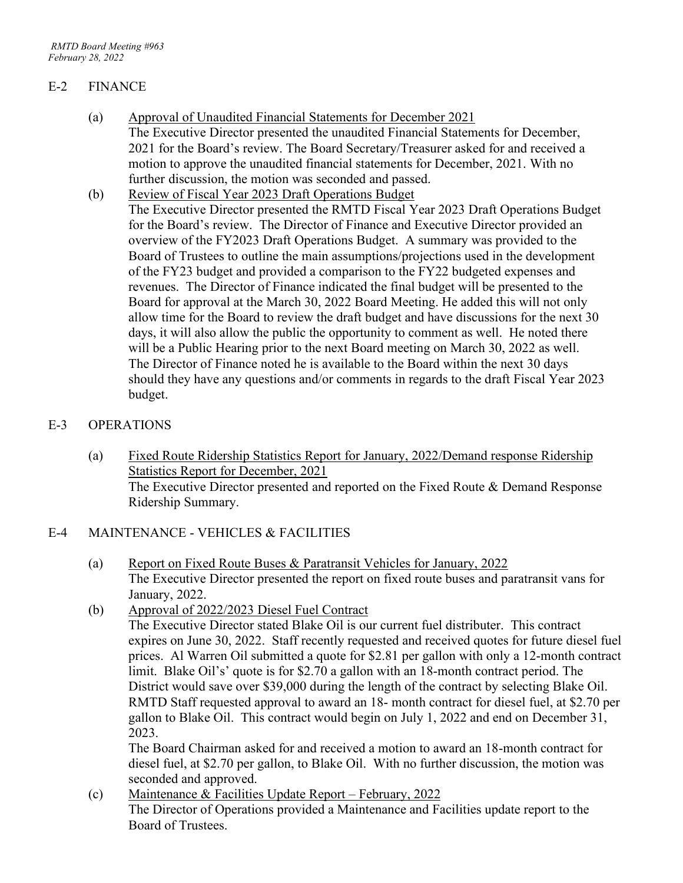## E-2 FINANCE

(a) Approval of Unaudited Financial Statements for December 2021

The Executive Director presented the unaudited Financial Statements for December, 2021 for the Board's review. The Board Secretary/Treasurer asked for and received a motion to approve the unaudited financial statements for December, 2021. With no further discussion, the motion was seconded and passed.

(b) Review of Fiscal Year 2023 Draft Operations Budget

The Executive Director presented the RMTD Fiscal Year 2023 Draft Operations Budget for the Board's review. The Director of Finance and Executive Director provided an overview of the FY2023 Draft Operations Budget. A summary was provided to the Board of Trustees to outline the main assumptions/projections used in the development of the FY23 budget and provided a comparison to the FY22 budgeted expenses and revenues. The Director of Finance indicated the final budget will be presented to the Board for approval at the March 30, 2022 Board Meeting. He added this will not only allow time for the Board to review the draft budget and have discussions for the next 30 days, it will also allow the public the opportunity to comment as well. He noted there will be a Public Hearing prior to the next Board meeting on March 30, 2022 as well. The Director of Finance noted he is available to the Board within the next 30 days should they have any questions and/or comments in regards to the draft Fiscal Year 2023 budget.

## E-3 OPERATIONS

(a) Fixed Route Ridership Statistics Report for January, 2022/Demand response Ridership Statistics Report for December, 2021

The Executive Director presented and reported on the Fixed Route & Demand Response Ridership Summary.

## E-4 MAINTENANCE - VEHICLES & FACILITIES

(a) Report on Fixed Route Buses & Paratransit Vehicles for January, 2022

The Executive Director presented the report on fixed route buses and paratransit vans for January, 2022.

(b) Approval of 2022/2023 Diesel Fuel Contract

The Executive Director stated Blake Oil is our current fuel distributer. This contract expires on June 30, 2022. Staff recently requested and received quotes for future diesel fuel prices. Al Warren Oil submitted a quote for $2.81 per gallon with only a 12-month contract limit. Blake Oil's' quote is for $2.70 a gallon with an 18-month contract period. The District would save over $39,000 during the length of the contract by selecting Blake Oil. RMTD Staff requested approval to award an 18- month contract for diesel fuel, at $2.70 per gallon to Blake Oil. This contract would begin on July 1, 2022 and end on December 31, 2023.

The Board Chairman asked for and received a motion to award an 18-month contract for diesel fuel, at $2.70 per gallon, to Blake Oil. With no further discussion, the motion was seconded and approved.

(c) Maintenance & Facilities Update Report – February, 2022

The Director of Operations provided a Maintenance and Facilities update report to the Board of Trustees.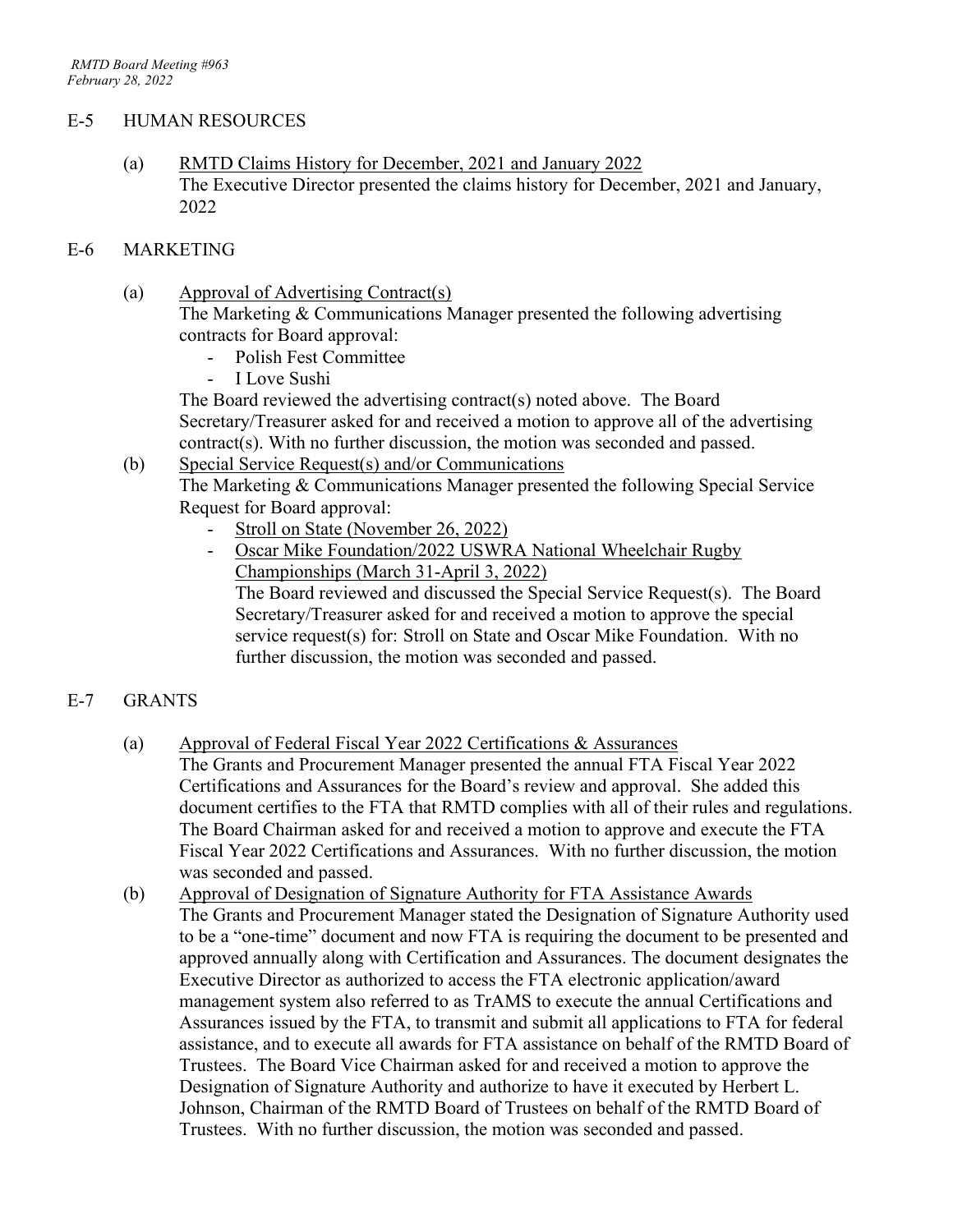## E-5 HUMAN RESOURCES

(a) RMTD Claims History for December, 2021 and January 2022
The Executive Director presented the claims history for December, 2021 and January, 2022

## E-6 MARKETING

(a) Approval of Advertising Contract(s)
The Marketing & Communications Manager presented the following advertising contracts for Board approval:

- Polish Fest Committee
- I Love Sushi

The Board reviewed the advertising contract(s) noted above. The Board Secretary/Treasurer asked for and received a motion to approve all of the advertising contract(s). With no further discussion, the motion was seconded and passed.

(b) Special Service Request(s) and/or Communications
The Marketing & Communications Manager presented the following Special Service Request for Board approval:

- Stroll on State (November 26, 2022)
- Oscar Mike Foundation/2022 USWRA National Wheelchair Rugby Championships (March 31-April 3, 2022)

The Board reviewed and discussed the Special Service Request(s). The Board Secretary/Treasurer asked for and received a motion to approve the special service request(s) for: Stroll on State and Oscar Mike Foundation. With no further discussion, the motion was seconded and passed.

## E-7 GRANTS

(a) Approval of Federal Fiscal Year 2022 Certifications & Assurances
The Grants and Procurement Manager presented the annual FTA Fiscal Year 2022 Certifications and Assurances for the Board's review and approval. She added this document certifies to the FTA that RMTD complies with all of their rules and regulations. The Board Chairman asked for and received a motion to approve and execute the FTA Fiscal Year 2022 Certifications and Assurances. With no further discussion, the motion was seconded and passed.

(b) Approval of Designation of Signature Authority for FTA Assistance Awards
The Grants and Procurement Manager stated the Designation of Signature Authority used to be a "one-time" document and now FTA is requiring the document to be presented and approved annually along with Certification and Assurances. The document designates the Executive Director as authorized to access the FTA electronic application/award management system also referred to as TrAMS to execute the annual Certifications and Assurances issued by the FTA, to transmit and submit all applications to FTA for federal assistance, and to execute all awards for FTA assistance on behalf of the RMTD Board of Trustees. The Board Vice Chairman asked for and received a motion to approve the Designation of Signature Authority and authorize to have it executed by Herbert L. Johnson, Chairman of the RMTD Board of Trustees on behalf of the RMTD Board of Trustees. With no further discussion, the motion was seconded and passed.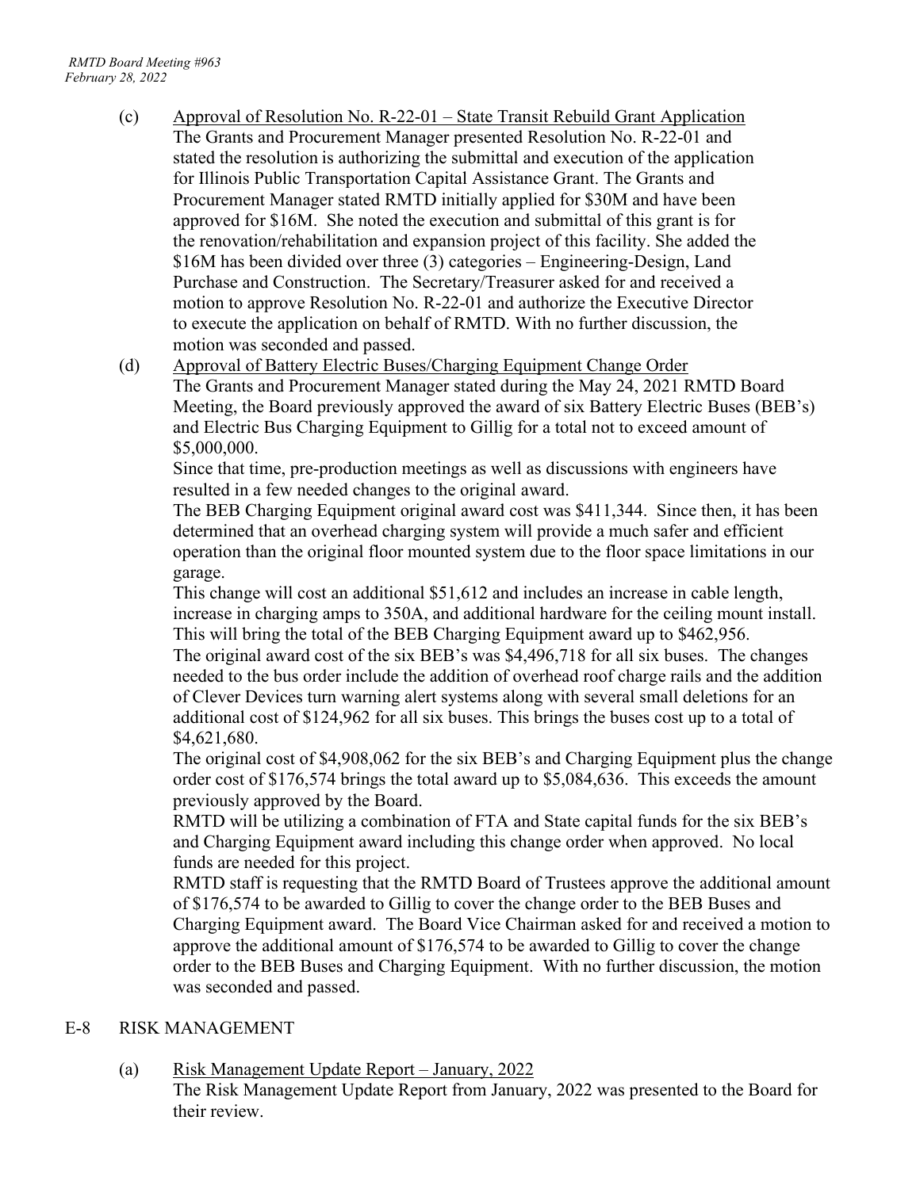(c) Approval of Resolution No. R-22-01 – State Transit Rebuild Grant Application

The Grants and Procurement Manager presented Resolution No. R-22-01 and stated the resolution is authorizing the submittal and execution of the application for Illinois Public Transportation Capital Assistance Grant. The Grants and Procurement Manager stated RMTD initially applied for $30M and have been approved for $16M. She noted the execution and submittal of this grant is for the renovation/rehabilitation and expansion project of this facility. She added the $16M has been divided over three (3) categories – Engineering-Design, Land Purchase and Construction. The Secretary/Treasurer asked for and received a motion to approve Resolution No. R-22-01 and authorize the Executive Director to execute the application on behalf of RMTD. With no further discussion, the motion was seconded and passed.

(d) Approval of Battery Electric Buses/Charging Equipment Change Order

The Grants and Procurement Manager stated during the May 24, 2021 RMTD Board Meeting, the Board previously approved the award of six Battery Electric Buses (BEB's) and Electric Bus Charging Equipment to Gillig for a total not to exceed amount of $5,000,000.

Since that time, pre-production meetings as well as discussions with engineers have resulted in a few needed changes to the original award.

The BEB Charging Equipment original award cost was $411,344. Since then, it has been determined that an overhead charging system will provide a much safer and efficient operation than the original floor mounted system due to the floor space limitations in our garage.

This change will cost an additional $51,612 and includes an increase in cable length, increase in charging amps to 350A, and additional hardware for the ceiling mount install. This will bring the total of the BEB Charging Equipment award up to $462,956.

The original award cost of the six BEB's was $4,496,718 for all six buses. The changes needed to the bus order include the addition of overhead roof charge rails and the addition of Clever Devices turn warning alert systems along with several small deletions for an additional cost of $124,962 for all six buses. This brings the buses cost up to a total of $4,621,680.

The original cost of $4,908,062 for the six BEB's and Charging Equipment plus the change order cost of $176,574 brings the total award up to $5,084,636. This exceeds the amount previously approved by the Board.

RMTD will be utilizing a combination of FTA and State capital funds for the six BEB's and Charging Equipment award including this change order when approved. No local funds are needed for this project.

RMTD staff is requesting that the RMTD Board of Trustees approve the additional amount of $176,574 to be awarded to Gillig to cover the change order to the BEB Buses and Charging Equipment award. The Board Vice Chairman asked for and received a motion to approve the additional amount of $176,574 to be awarded to Gillig to cover the change order to the BEB Buses and Charging Equipment. With no further discussion, the motion was seconded and passed.

## E-8 RISK MANAGEMENT

(a) Risk Management Update Report – January, 2022

The Risk Management Update Report from January, 2022 was presented to the Board for their review.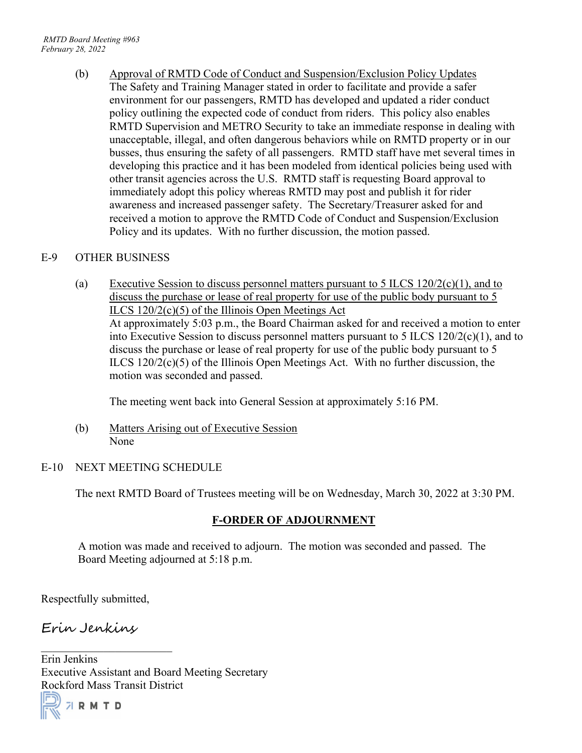(b) Approval of RMTD Code of Conduct and Suspension/Exclusion Policy Updates
The Safety and Training Manager stated in order to facilitate and provide a safer environment for our passengers, RMTD has developed and updated a rider conduct policy outlining the expected code of conduct from riders. This policy also enables RMTD Supervision and METRO Security to take an immediate response in dealing with unacceptable, illegal, and often dangerous behaviors while on RMTD property or in our busses, thus ensuring the safety of all passengers. RMTD staff have met several times in developing this practice and it has been modeled from identical policies being used with other transit agencies across the U.S. RMTD staff is requesting Board approval to immediately adopt this policy whereas RMTD may post and publish it for rider awareness and increased passenger safety. The Secretary/Treasurer asked for and received a motion to approve the RMTD Code of Conduct and Suspension/Exclusion Policy and its updates. With no further discussion, the motion passed.

E-9 OTHER BUSINESS

(a) Executive Session to discuss personnel matters pursuant to 5 ILCS 120/2(c)(1), and to discuss the purchase or lease of real property for use of the public body pursuant to 5 ILCS 120/2(c)(5) of the Illinois Open Meetings Act
At approximately 5:03 p.m., the Board Chairman asked for and received a motion to enter into Executive Session to discuss personnel matters pursuant to 5 ILCS 120/2(c)(1), and to discuss the purchase or lease of real property for use of the public body pursuant to 5 ILCS 120/2(c)(5) of the Illinois Open Meetings Act. With no further discussion, the motion was seconded and passed.

The meeting went back into General Session at approximately 5:16 PM.

(b) Matters Arising out of Executive Session
None

E-10 NEXT MEETING SCHEDULE

The next RMTD Board of Trustees meeting will be on Wednesday, March 30, 2022 at 3:30 PM.

## F-ORDER OF ADJOURNMENT

A motion was made and received to adjourn. The motion was seconded and passed. The Board Meeting adjourned at 5:18 p.m.

Respectfully submitted,

*Erin Jenkins*

Erin Jenkins
Executive Assistant and Board Meeting Secretary
Rockford Mass Transit District